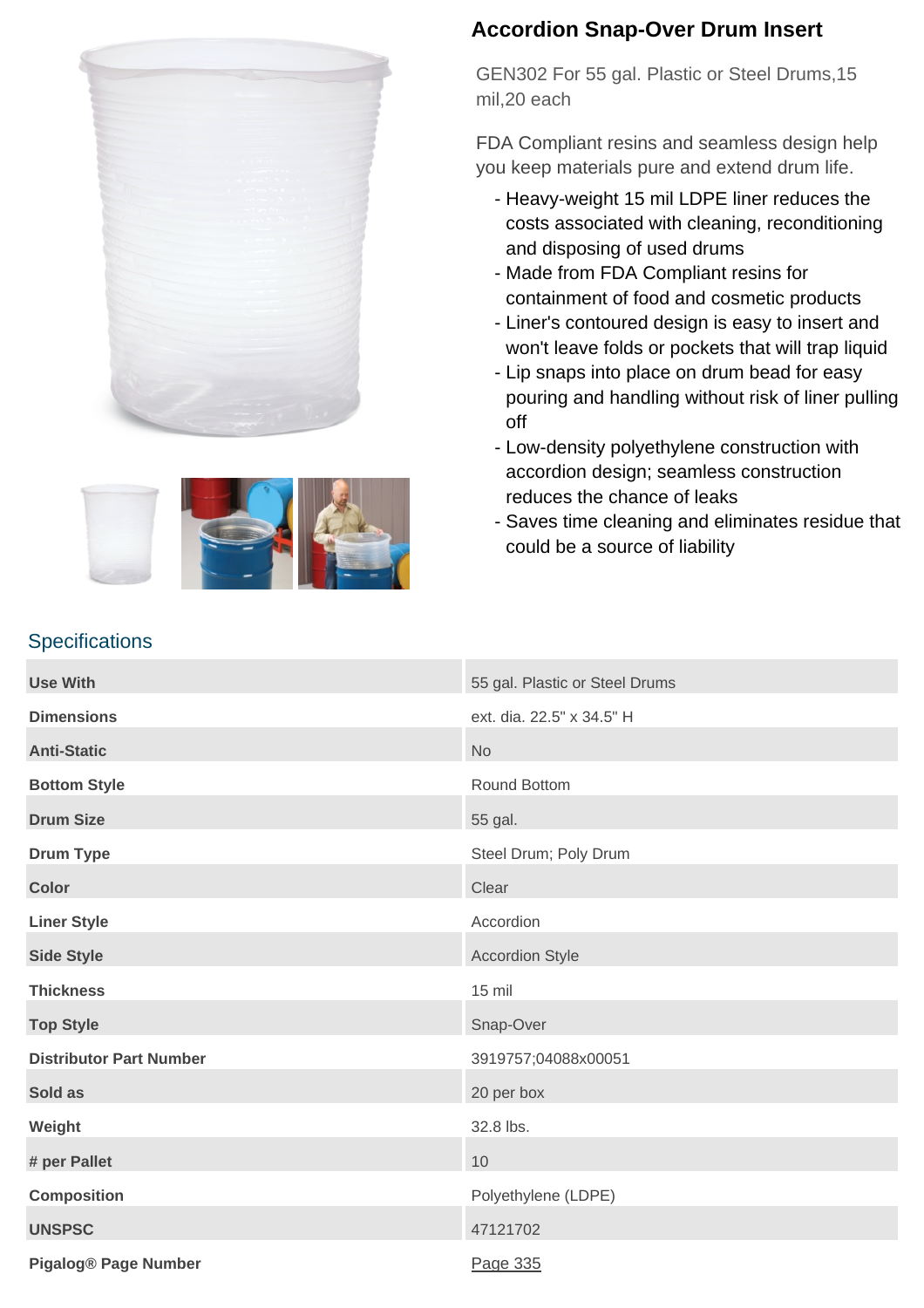# Accordion Snap-Over Drum Insert

GEN302 For 55 gal. Plastic or Steel Drums,15 mil,20 each

FDA Compliant resins and seamless design help you keep materials pure and extend drum life.

- Heavy-weight 15 mil LDPE liner reduces the costs associated with cleaning, reconditioning and disposing of used drums
- Made from FDA Compliant resins for containment of food and cosmetic products
- Liner's contoured design is easy to insert and won't leave folds or pockets that will trap liquid
- Lip snaps into place on drum bead for easy pouring and handling without risk of liner pulling off
- Low-density polyethylene construction with accordion design; seamless construction reduces the chance of leaks
- Saves time cleaning and eliminates residue that could be a source of liability

## Specifications

| | |
|---|---|
| **Use With** | 55 gal. Plastic or Steel Drums |
| **Dimensions** | ext. dia. 22.5" x 34.5" H |
| **Anti-Static** | No |
| **Bottom Style** | Round Bottom |
| **Drum Size** | 55 gal. |
| **Drum Type** | Steel Drum; Poly Drum |
| **Color** | Clear |
| **Liner Style** | Accordion |
| **Side Style** | Accordion Style |
| **Thickness** | 15 mil |
| **Top Style** | Snap-Over |
| **Distributor Part Number** | 3919757;04088x00051 |
| **Sold as** | 20 per box |
| **Weight** | 32.8 lbs. |
| **# per Pallet** | 10 |
| **Composition** | Polyethylene (LDPE) |
| **UNSPSC** | 47121702 |
| **Pigalog® Page Number** | Page 335 |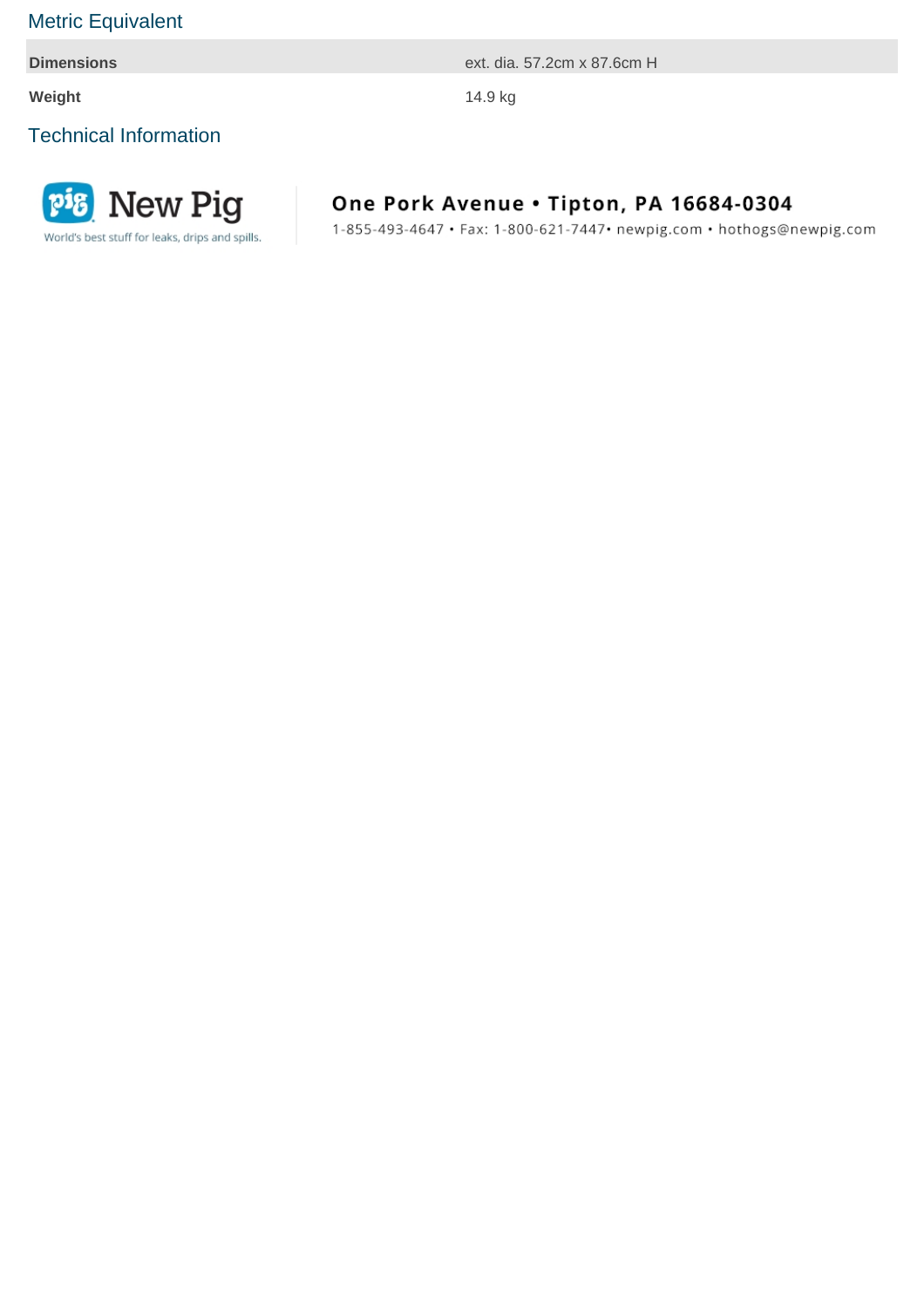## Metric Equivalent

| | |
|---|---|
| **Dimensions** | ext. dia. 57.2cm x 87.6cm H |
| **Weight** | 14.9 kg |

## Technical Information

New Pig

World's best stuff for leaks, drips and spills.

**One Pork Avenue • Tipton, PA 16684-0304**

1-855-493-4647 • Fax: 1-800-621-7447• newpig.com • hothogs@newpig.com